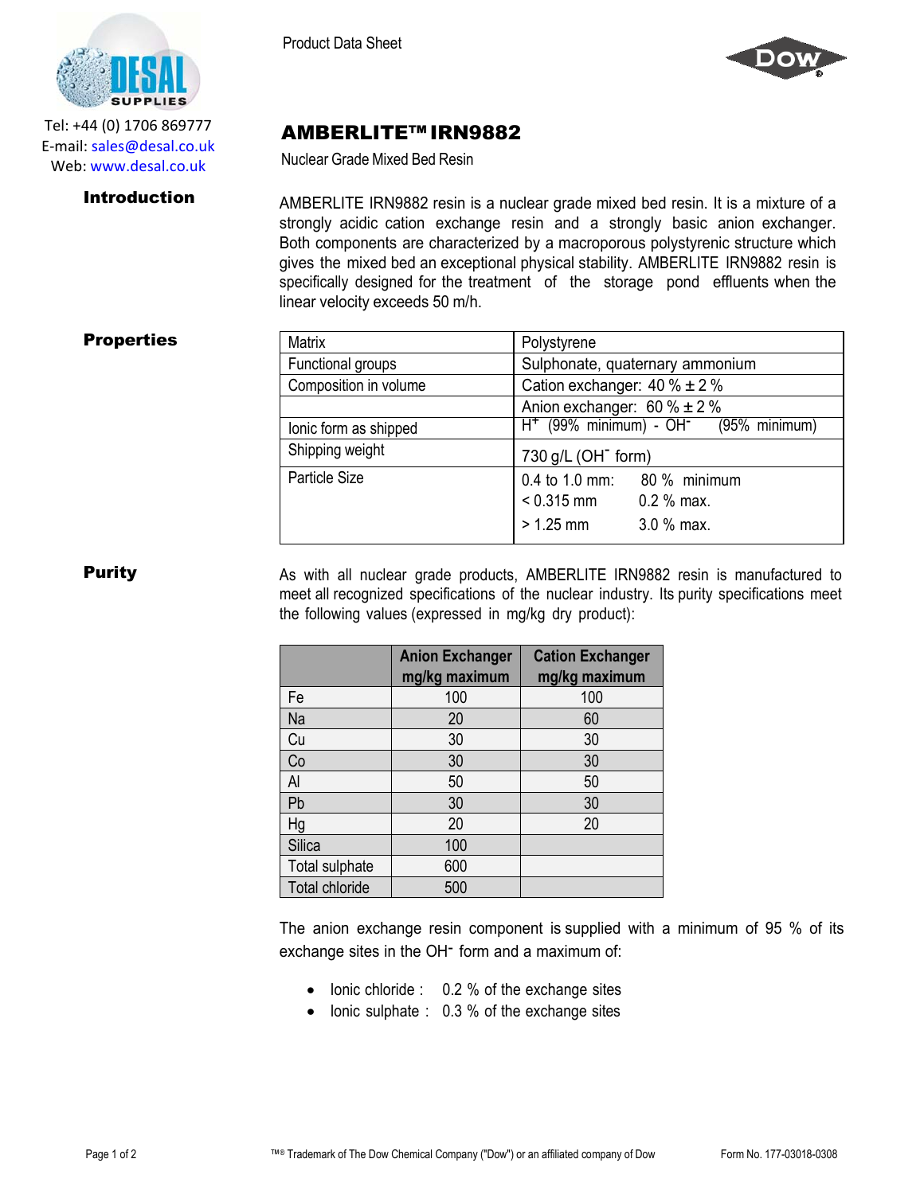Tel: +44 (0) 1706 869777
E-mail: sales@desal.co.uk
Web: www.desal.co.uk

Product Data Sheet

# AMBERLITE™ IRN9882

Nuclear Grade Mixed Bed Resin

## Introduction

AMBERLITE IRN9882 resin is a nuclear grade mixed bed resin. It is a mixture of a strongly acidic cation exchange resin and a strongly basic anion exchanger. Both components are characterized by a macroporous polystyrenic structure which gives the mixed bed an exceptional physical stability. AMBERLITE IRN9882 resin is specifically designed for the treatment of the storage pond effluents when the linear velocity exceeds 50 m/h.

## Properties

| | |
|---|---|
| Matrix | Polystyrene |
| Functional groups | Sulphonate, quaternary ammonium |
| Composition in volume | Cation exchanger: 40 % ± 2 % |
| | Anion exchanger: 60 % ± 2 % |
| Ionic form as shipped | $H^+$ (99% minimum) - $OH^-$ (95% minimum) |
| Shipping weight | 730 g/L ($OH^-$ form) |
| Particle Size | 0.4 to 1.0 mm: 80 % minimum<br>< 0.315 mm 0.2 % max.<br>> 1.25 mm 3.0 % max. |

## Purity

As with all nuclear grade products, AMBERLITE IRN9882 resin is manufactured to meet all recognized specifications of the nuclear industry. Its purity specifications meet the following values (expressed in mg/kg dry product):

| | Anion Exchanger mg/kg maximum | Cation Exchanger mg/kg maximum |
|---|---|---|
| Fe | 100 | 100 |
| Na | 20 | 60 |
| Cu | 30 | 30 |
| Co | 30 | 30 |
| Al | 50 | 50 |
| Pb | 30 | 30 |
| Hg | 20 | 20 |
| Silica | 100 | |
| Total sulphate | 600 | |
| Total chloride | 500 | |

The anion exchange resin component is supplied with a minimum of 95 % of its exchange sites in the $OH^-$ form and a maximum of:

- Ionic chloride : 0.2 % of the exchange sites
- Ionic sulphate : 0.3 % of the exchange sites

™® Trademark of The Dow Chemical Company ("Dow") or an affiliated company of Dow

Form No. 177-03018-0308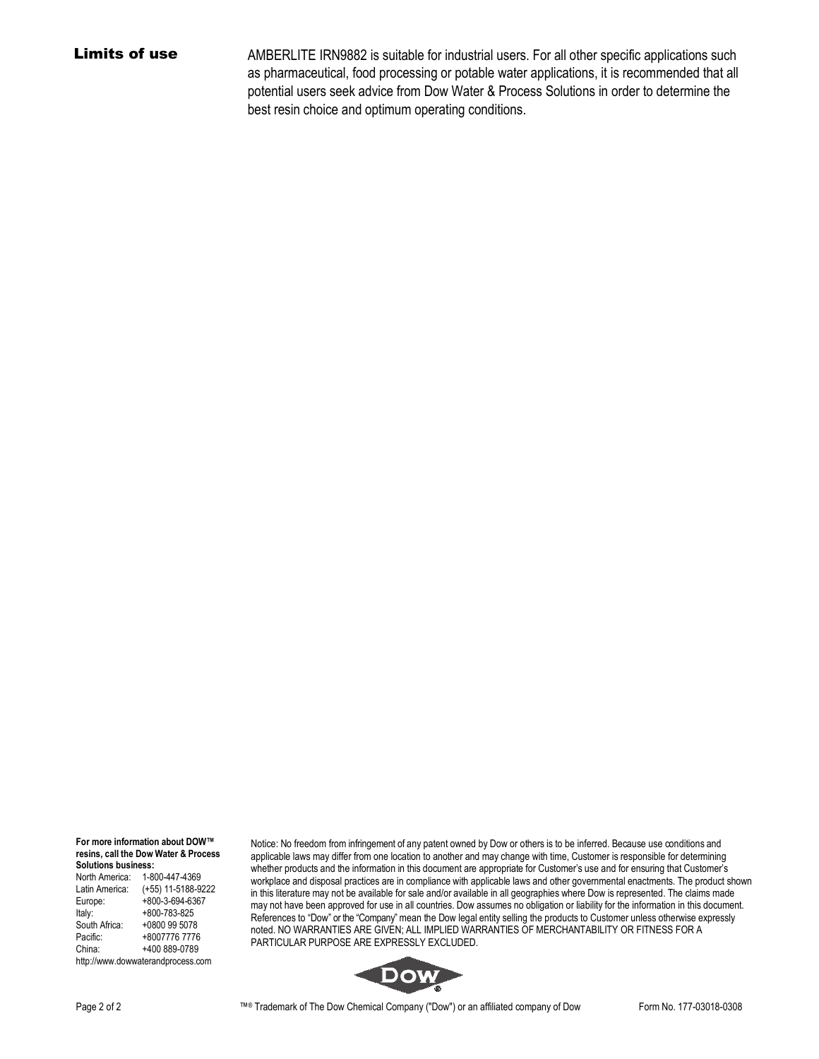## Limits of use

AMBERLITE IRN9882 is suitable for industrial users. For all other specific applications such as pharmaceutical, food processing or potable water applications, it is recommended that all potential users seek advice from Dow Water & Process Solutions in order to determine the best resin choice and optimum operating conditions.

**For more information about DOW™ resins, call the Dow Water & Process Solutions business:**

| | |
|---|---|
| North America: | 1-800-447-4369 |
| Latin America: | (+55) 11-5188-9222 |
| Europe: | +800-3-694-6367 |
| Italy: | +800-783-825 |
| South Africa: | +0800 99 5078 |
| Pacific: | +8007776 7776 |
| China: | +400 889-0789 |

http://www.dowwaterandprocess.com

Notice: No freedom from infringement of any patent owned by Dow or others is to be inferred. Because use conditions and applicable laws may differ from one location to another and may change with time, Customer is responsible for determining whether products and the information in this document are appropriate for Customer's use and for ensuring that Customer's workplace and disposal practices are in compliance with applicable laws and other governmental enactments. The product shown in this literature may not be available for sale and/or available in all geographies where Dow is represented. The claims made may not have been approved for use in all countries. Dow assumes no obligation or liability for the information in this document. References to "Dow" or the "Company" mean the Dow legal entity selling the products to Customer unless otherwise expressly noted. NO WARRANTIES ARE GIVEN; ALL IMPLIED WARRANTIES OF MERCHANTABILITY OR FITNESS FOR A PARTICULAR PURPOSE ARE EXPRESSLY EXCLUDED.

™® Trademark of The Dow Chemical Company ("Dow") or an affiliated company of Dow

Form No. 177-03018-0308